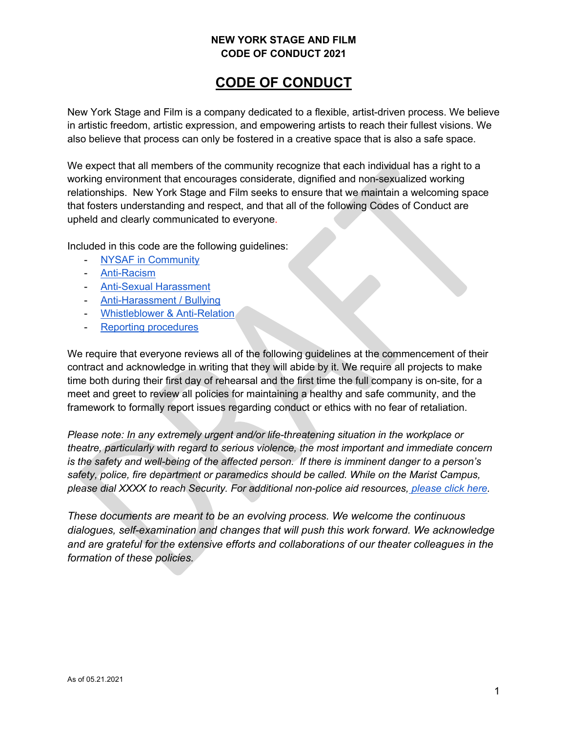**NEW YORK STAGE AND FILM**
**CODE OF CONDUCT 2021**

# CODE OF CONDUCT

New York Stage and Film is a company dedicated to a flexible, artist-driven process. We believe in artistic freedom, artistic expression, and empowering artists to reach their fullest visions. We also believe that process can only be fostered in a creative space that is also a safe space.

We expect that all members of the community recognize that each individual has a right to a working environment that encourages considerate, dignified and non-sexualized working relationships. New York Stage and Film seeks to ensure that we maintain a welcoming space that fosters understanding and respect, and that all of the following Codes of Conduct are upheld and clearly communicated to everyone.

Included in this code are the following guidelines:

- NYSAF in Community
- Anti-Racism
- Anti-Sexual Harassment
- Anti-Harassment / Bullying
- Whistleblower & Anti-Relation
- Reporting procedures

We require that everyone reviews all of the following guidelines at the commencement of their contract and acknowledge in writing that they will abide by it. We require all projects to make time both during their first day of rehearsal and the first time the full company is on-site, for a meet and greet to review all policies for maintaining a healthy and safe community, and the framework to formally report issues regarding conduct or ethics with no fear of retaliation.

*Please note: In any extremely urgent and/or life-threatening situation in the workplace or theatre, particularly with regard to serious violence, the most important and immediate concern is the safety and well-being of the affected person. If there is imminent danger to a person's safety, police, fire department or paramedics should be called. While on the Marist Campus, please dial XXXX to reach Security. For additional non-police aid resources, please click here.*

*These documents are meant to be an evolving process. We welcome the continuous dialogues, self-examination and changes that will push this work forward. We acknowledge and are grateful for the extensive efforts and collaborations of our theater colleagues in the formation of these policies.*

As of 05.21.2021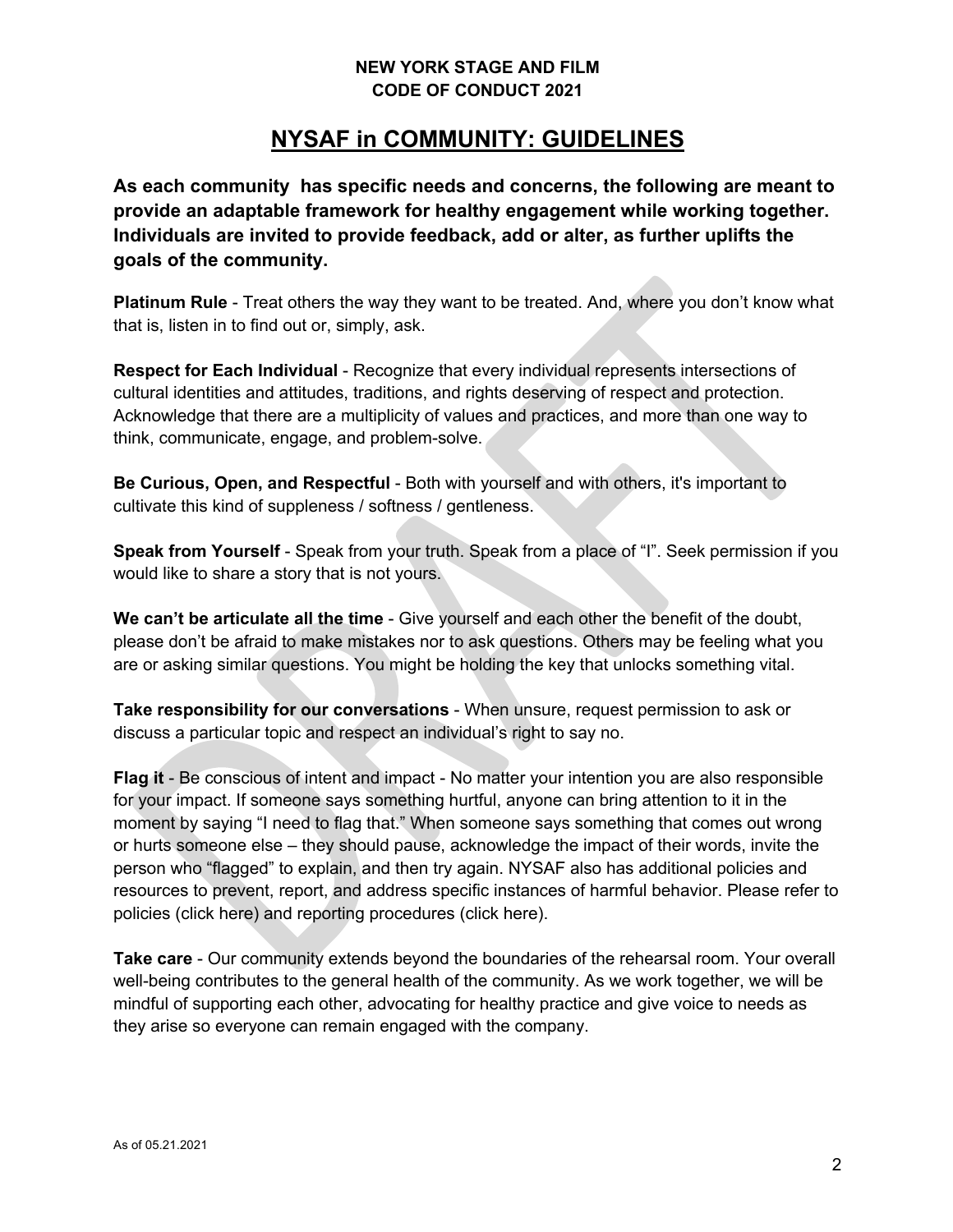**NEW YORK STAGE AND FILM**
**CODE OF CONDUCT 2021**

# NYSAF in COMMUNITY: GUIDELINES

**As each community has specific needs and concerns, the following are meant to provide an adaptable framework for healthy engagement while working together. Individuals are invited to provide feedback, add or alter, as further uplifts the goals of the community.**

**Platinum Rule** - Treat others the way they want to be treated. And, where you don't know what that is, listen in to find out or, simply, ask.

**Respect for Each Individual** - Recognize that every individual represents intersections of cultural identities and attitudes, traditions, and rights deserving of respect and protection. Acknowledge that there are a multiplicity of values and practices, and more than one way to think, communicate, engage, and problem-solve.

**Be Curious, Open, and Respectful** - Both with yourself and with others, it's important to cultivate this kind of suppleness / softness / gentleness.

**Speak from Yourself** - Speak from your truth. Speak from a place of "I". Seek permission if you would like to share a story that is not yours.

**We can't be articulate all the time** - Give yourself and each other the benefit of the doubt, please don't be afraid to make mistakes nor to ask questions. Others may be feeling what you are or asking similar questions. You might be holding the key that unlocks something vital.

**Take responsibility for our conversations** - When unsure, request permission to ask or discuss a particular topic and respect an individual's right to say no.

**Flag it** - Be conscious of intent and impact - No matter your intention you are also responsible for your impact. If someone says something hurtful, anyone can bring attention to it in the moment by saying "I need to flag that." When someone says something that comes out wrong or hurts someone else – they should pause, acknowledge the impact of their words, invite the person who "flagged" to explain, and then try again. NYSAF also has additional policies and resources to prevent, report, and address specific instances of harmful behavior. Please refer to policies (click here) and reporting procedures (click here).

**Take care** - Our community extends beyond the boundaries of the rehearsal room. Your overall well-being contributes to the general health of the community. As we work together, we will be mindful of supporting each other, advocating for healthy practice and give voice to needs as they arise so everyone can remain engaged with the company.

As of 05.21.2021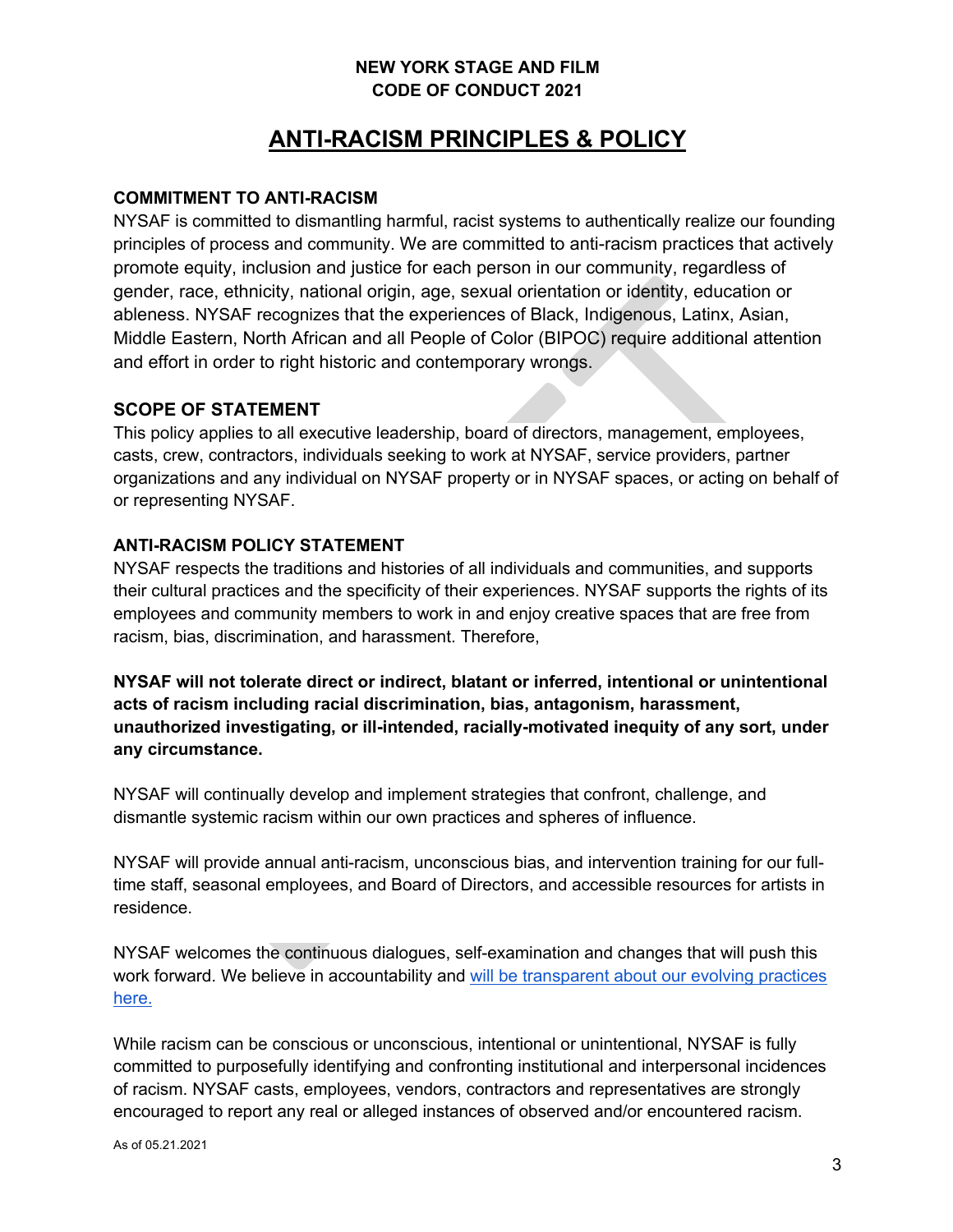**NEW YORK STAGE AND FILM**
**CODE OF CONDUCT 2021**

# ANTI-RACISM PRINCIPLES & POLICY

### COMMITMENT TO ANTI-RACISM

NYSAF is committed to dismantling harmful, racist systems to authentically realize our founding principles of process and community. We are committed to anti-racism practices that actively promote equity, inclusion and justice for each person in our community, regardless of gender, race, ethnicity, national origin, age, sexual orientation or identity, education or ableness. NYSAF recognizes that the experiences of Black, Indigenous, Latinx, Asian, Middle Eastern, North African and all People of Color (BIPOC) require additional attention and effort in order to right historic and contemporary wrongs.

### SCOPE OF STATEMENT

This policy applies to all executive leadership, board of directors, management, employees, casts, crew, contractors, individuals seeking to work at NYSAF, service providers, partner organizations and any individual on NYSAF property or in NYSAF spaces, or acting on behalf of or representing NYSAF.

### ANTI-RACISM POLICY STATEMENT

NYSAF respects the traditions and histories of all individuals and communities, and supports their cultural practices and the specificity of their experiences. NYSAF supports the rights of its employees and community members to work in and enjoy creative spaces that are free from racism, bias, discrimination, and harassment. Therefore,

**NYSAF will not tolerate direct or indirect, blatant or inferred, intentional or unintentional acts of racism including racial discrimination, bias, antagonism, harassment, unauthorized investigating, or ill-intended, racially-motivated inequity of any sort, under any circumstance.**

NYSAF will continually develop and implement strategies that confront, challenge, and dismantle systemic racism within our own practices and spheres of influence.

NYSAF will provide annual anti-racism, unconscious bias, and intervention training for our full-time staff, seasonal employees, and Board of Directors, and accessible resources for artists in residence.

NYSAF welcomes the continuous dialogues, self-examination and changes that will push this work forward. We believe in accountability and will be transparent about our evolving practices here.

While racism can be conscious or unconscious, intentional or unintentional, NYSAF is fully committed to purposefully identifying and confronting institutional and interpersonal incidences of racism. NYSAF casts, employees, vendors, contractors and representatives are strongly encouraged to report any real or alleged instances of observed and/or encountered racism.

As of 05.21.2021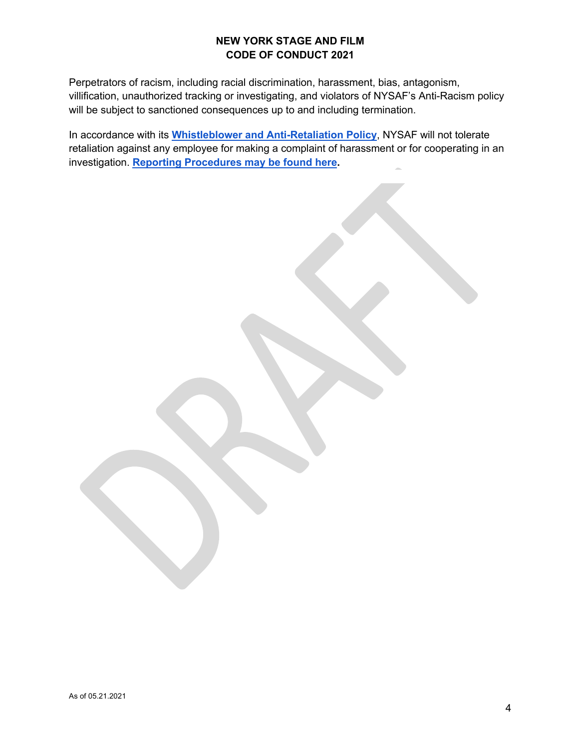Perpetrators of racism, including racial discrimination, harassment, bias, antagonism, villification, unauthorized tracking or investigating, and violators of NYSAF's Anti-Racism policy will be subject to sanctioned consequences up to and including termination.

In accordance with its **Whistleblower and Anti-Retaliation Policy**, NYSAF will not tolerate retaliation against any employee for making a complaint of harassment or for cooperating in an investigation. **Reporting Procedures may be found here.**

As of 05.21.2021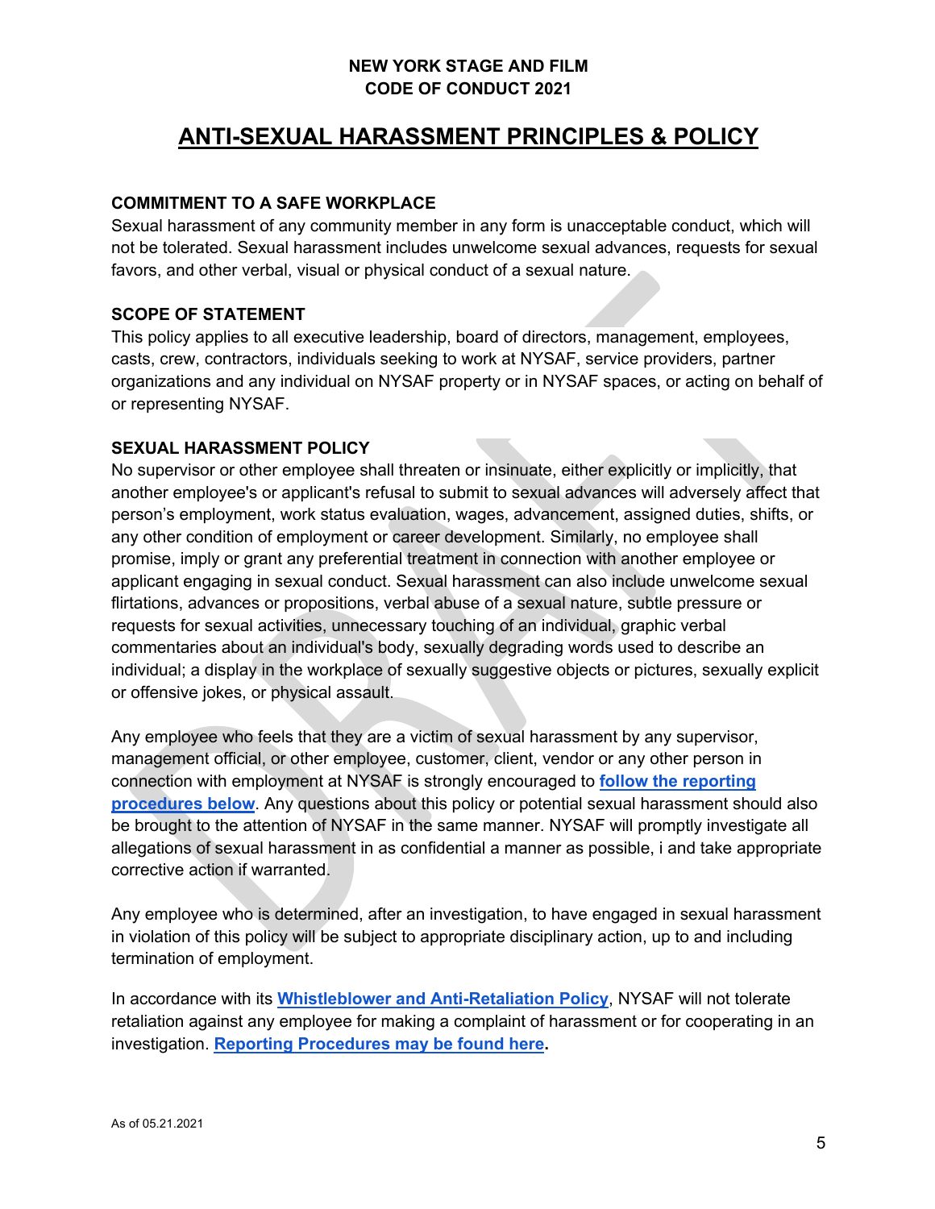# ANTI-SEXUAL HARASSMENT PRINCIPLES & POLICY

### COMMITMENT TO A SAFE WORKPLACE

Sexual harassment of any community member in any form is unacceptable conduct, which will not be tolerated. Sexual harassment includes unwelcome sexual advances, requests for sexual favors, and other verbal, visual or physical conduct of a sexual nature.

### SCOPE OF STATEMENT

This policy applies to all executive leadership, board of directors, management, employees, casts, crew, contractors, individuals seeking to work at NYSAF, service providers, partner organizations and any individual on NYSAF property or in NYSAF spaces, or acting on behalf of or representing NYSAF.

### SEXUAL HARASSMENT POLICY

No supervisor or other employee shall threaten or insinuate, either explicitly or implicitly, that another employee's or applicant's refusal to submit to sexual advances will adversely affect that person's employment, work status evaluation, wages, advancement, assigned duties, shifts, or any other condition of employment or career development. Similarly, no employee shall promise, imply or grant any preferential treatment in connection with another employee or applicant engaging in sexual conduct. Sexual harassment can also include unwelcome sexual flirtations, advances or propositions, verbal abuse of a sexual nature, subtle pressure or requests for sexual activities, unnecessary touching of an individual, graphic verbal commentaries about an individual's body, sexually degrading words used to describe an individual; a display in the workplace of sexually suggestive objects or pictures, sexually explicit or offensive jokes, or physical assault.

Any employee who feels that they are a victim of sexual harassment by any supervisor, management official, or other employee, customer, client, vendor or any other person in connection with employment at NYSAF is strongly encouraged to **follow the reporting procedures below**. Any questions about this policy or potential sexual harassment should also be brought to the attention of NYSAF in the same manner. NYSAF will promptly investigate all allegations of sexual harassment in as confidential a manner as possible, i and take appropriate corrective action if warranted.

Any employee who is determined, after an investigation, to have engaged in sexual harassment in violation of this policy will be subject to appropriate disciplinary action, up to and including termination of employment.

In accordance with its **Whistleblower and Anti-Retaliation Policy**, NYSAF will not tolerate retaliation against any employee for making a complaint of harassment or for cooperating in an investigation. **Reporting Procedures may be found here.**

As of 05.21.2021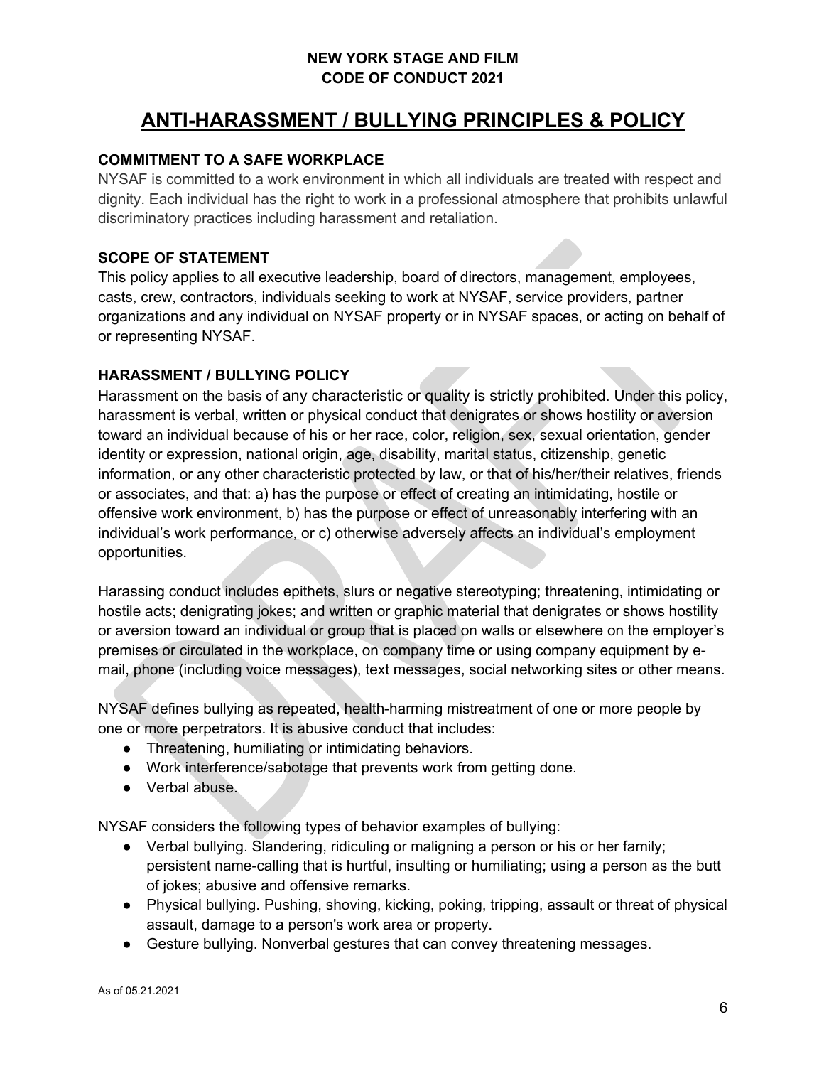## ANTI-HARASSMENT / BULLYING PRINCIPLES & POLICY

### COMMITMENT TO A SAFE WORKPLACE

NYSAF is committed to a work environment in which all individuals are treated with respect and dignity. Each individual has the right to work in a professional atmosphere that prohibits unlawful discriminatory practices including harassment and retaliation.

### SCOPE OF STATEMENT

This policy applies to all executive leadership, board of directors, management, employees, casts, crew, contractors, individuals seeking to work at NYSAF, service providers, partner organizations and any individual on NYSAF property or in NYSAF spaces, or acting on behalf of or representing NYSAF.

### HARASSMENT / BULLYING POLICY

Harassment on the basis of any characteristic or quality is strictly prohibited. Under this policy, harassment is verbal, written or physical conduct that denigrates or shows hostility or aversion toward an individual because of his or her race, color, religion, sex, sexual orientation, gender identity or expression, national origin, age, disability, marital status, citizenship, genetic information, or any other characteristic protected by law, or that of his/her/their relatives, friends or associates, and that: a) has the purpose or effect of creating an intimidating, hostile or offensive work environment, b) has the purpose or effect of unreasonably interfering with an individual's work performance, or c) otherwise adversely affects an individual's employment opportunities.

Harassing conduct includes epithets, slurs or negative stereotyping; threatening, intimidating or hostile acts; denigrating jokes; and written or graphic material that denigrates or shows hostility or aversion toward an individual or group that is placed on walls or elsewhere on the employer's premises or circulated in the workplace, on company time or using company equipment by e-mail, phone (including voice messages), text messages, social networking sites or other means.

NYSAF defines bullying as repeated, health-harming mistreatment of one or more people by one or more perpetrators. It is abusive conduct that includes:

- Threatening, humiliating or intimidating behaviors.
- Work interference/sabotage that prevents work from getting done.
- Verbal abuse.

NYSAF considers the following types of behavior examples of bullying:

- Verbal bullying. Slandering, ridiculing or maligning a person or his or her family; persistent name-calling that is hurtful, insulting or humiliating; using a person as the butt of jokes; abusive and offensive remarks.
- Physical bullying. Pushing, shoving, kicking, poking, tripping, assault or threat of physical assault, damage to a person's work area or property.
- Gesture bullying. Nonverbal gestures that can convey threatening messages.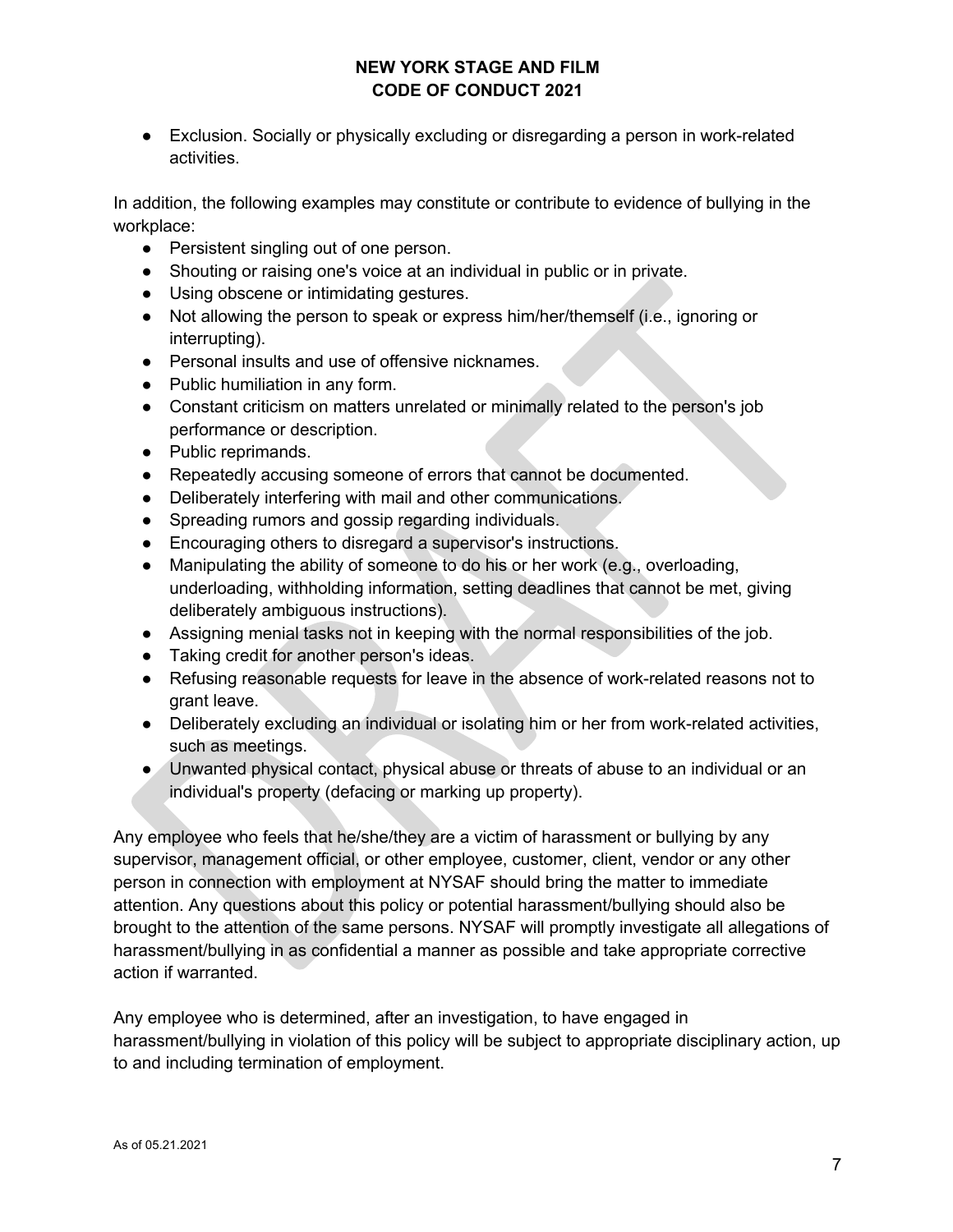- Exclusion. Socially or physically excluding or disregarding a person in work-related activities.

In addition, the following examples may constitute or contribute to evidence of bullying in the workplace:

- Persistent singling out of one person.
- Shouting or raising one's voice at an individual in public or in private.
- Using obscene or intimidating gestures.
- Not allowing the person to speak or express him/her/themself (i.e., ignoring or interrupting).
- Personal insults and use of offensive nicknames.
- Public humiliation in any form.
- Constant criticism on matters unrelated or minimally related to the person's job performance or description.
- Public reprimands.
- Repeatedly accusing someone of errors that cannot be documented.
- Deliberately interfering with mail and other communications.
- Spreading rumors and gossip regarding individuals.
- Encouraging others to disregard a supervisor's instructions.
- Manipulating the ability of someone to do his or her work (e.g., overloading, underloading, withholding information, setting deadlines that cannot be met, giving deliberately ambiguous instructions).
- Assigning menial tasks not in keeping with the normal responsibilities of the job.
- Taking credit for another person's ideas.
- Refusing reasonable requests for leave in the absence of work-related reasons not to grant leave.
- Deliberately excluding an individual or isolating him or her from work-related activities, such as meetings.
- Unwanted physical contact, physical abuse or threats of abuse to an individual or an individual's property (defacing or marking up property).

Any employee who feels that he/she/they are a victim of harassment or bullying by any supervisor, management official, or other employee, customer, client, vendor or any other person in connection with employment at NYSAF should bring the matter to immediate attention. Any questions about this policy or potential harassment/bullying should also be brought to the attention of the same persons. NYSAF will promptly investigate all allegations of harassment/bullying in as confidential a manner as possible and take appropriate corrective action if warranted.

Any employee who is determined, after an investigation, to have engaged in harassment/bullying in violation of this policy will be subject to appropriate disciplinary action, up to and including termination of employment.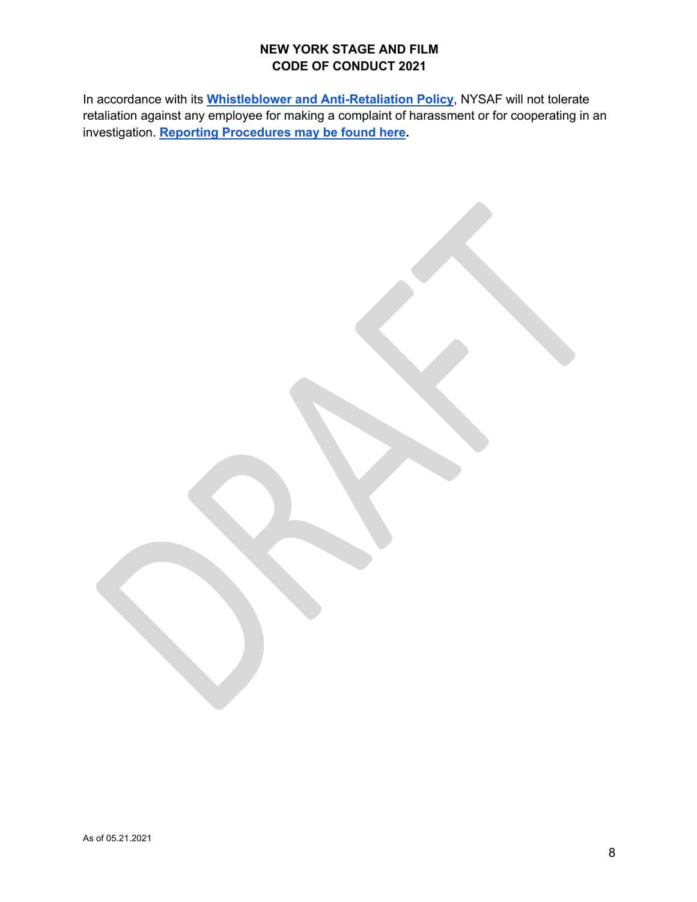In accordance with its **Whistleblower and Anti-Retaliation Policy**, NYSAF will not tolerate retaliation against any employee for making a complaint of harassment or for cooperating in an investigation. **Reporting Procedures may be found here.**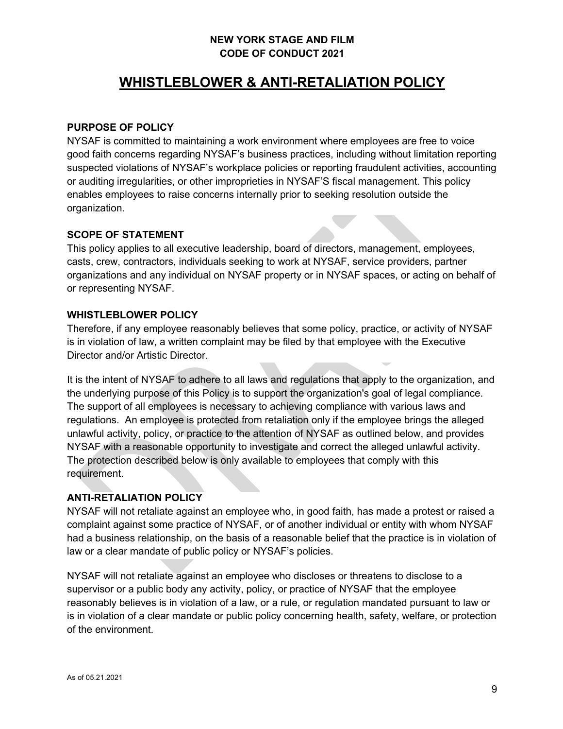**NEW YORK STAGE AND FILM**
**CODE OF CONDUCT 2021**

# WHISTLEBLOWER & ANTI-RETALIATION POLICY

### PURPOSE OF POLICY

NYSAF is committed to maintaining a work environment where employees are free to voice good faith concerns regarding NYSAF's business practices, including without limitation reporting suspected violations of NYSAF's workplace policies or reporting fraudulent activities, accounting or auditing irregularities, or other improprieties in NYSAF'S fiscal management. This policy enables employees to raise concerns internally prior to seeking resolution outside the organization.

### SCOPE OF STATEMENT

This policy applies to all executive leadership, board of directors, management, employees, casts, crew, contractors, individuals seeking to work at NYSAF, service providers, partner organizations and any individual on NYSAF property or in NYSAF spaces, or acting on behalf of or representing NYSAF.

### WHISTLEBLOWER POLICY

Therefore, if any employee reasonably believes that some policy, practice, or activity of NYSAF is in violation of law, a written complaint may be filed by that employee with the Executive Director and/or Artistic Director.

It is the intent of NYSAF to adhere to all laws and regulations that apply to the organization, and the underlying purpose of this Policy is to support the organization's goal of legal compliance. The support of all employees is necessary to achieving compliance with various laws and regulations. An employee is protected from retaliation only if the employee brings the alleged unlawful activity, policy, or practice to the attention of NYSAF as outlined below, and provides NYSAF with a reasonable opportunity to investigate and correct the alleged unlawful activity. The protection described below is only available to employees that comply with this requirement.

### ANTI-RETALIATION POLICY

NYSAF will not retaliate against an employee who, in good faith, has made a protest or raised a complaint against some practice of NYSAF, or of another individual or entity with whom NYSAF had a business relationship, on the basis of a reasonable belief that the practice is in violation of law or a clear mandate of public policy or NYSAF's policies.

NYSAF will not retaliate against an employee who discloses or threatens to disclose to a supervisor or a public body any activity, policy, or practice of NYSAF that the employee reasonably believes is in violation of a law, or a rule, or regulation mandated pursuant to law or is in violation of a clear mandate or public policy concerning health, safety, welfare, or protection of the environment.

As of 05.21.2021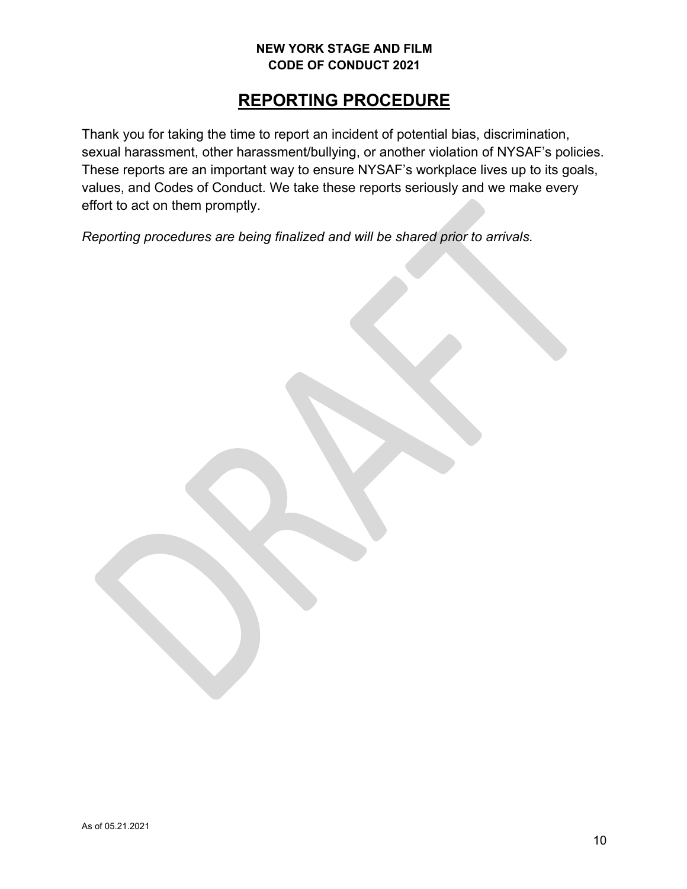## REPORTING PROCEDURE

Thank you for taking the time to report an incident of potential bias, discrimination, sexual harassment, other harassment/bullying, or another violation of NYSAF's policies. These reports are an important way to ensure NYSAF's workplace lives up to its goals, values, and Codes of Conduct. We take these reports seriously and we make every effort to act on them promptly.

*Reporting procedures are being finalized and will be shared prior to arrivals.*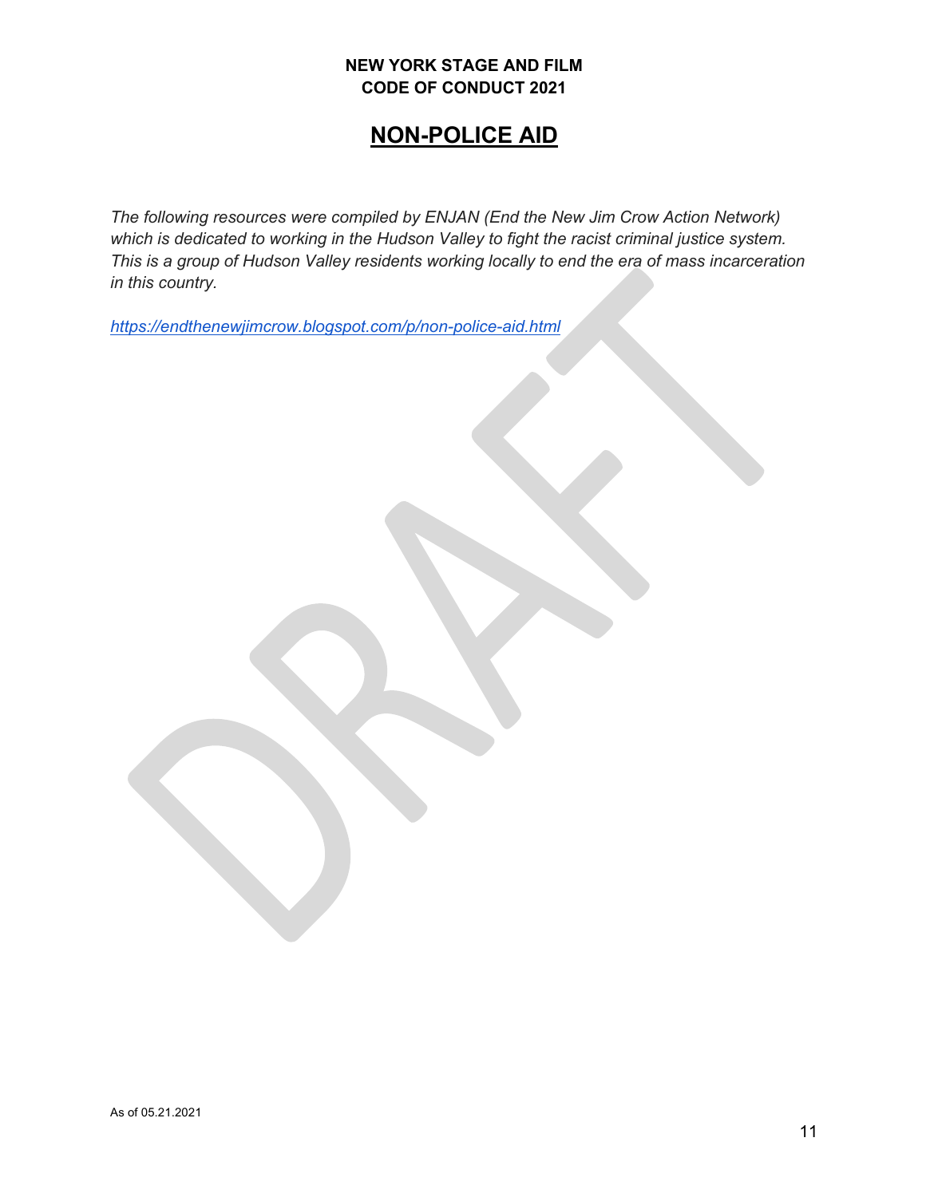**NEW YORK STAGE AND FILM**
**CODE OF CONDUCT 2021**

# NON-POLICE AID

*The following resources were compiled by ENJAN (End the New Jim Crow Action Network) which is dedicated to working in the Hudson Valley to fight the racist criminal justice system. This is a group of Hudson Valley residents working locally to end the era of mass incarceration in this country.*

*https://endthenewjimcrow.blogspot.com/p/non-police-aid.html*

As of 05.21.2021